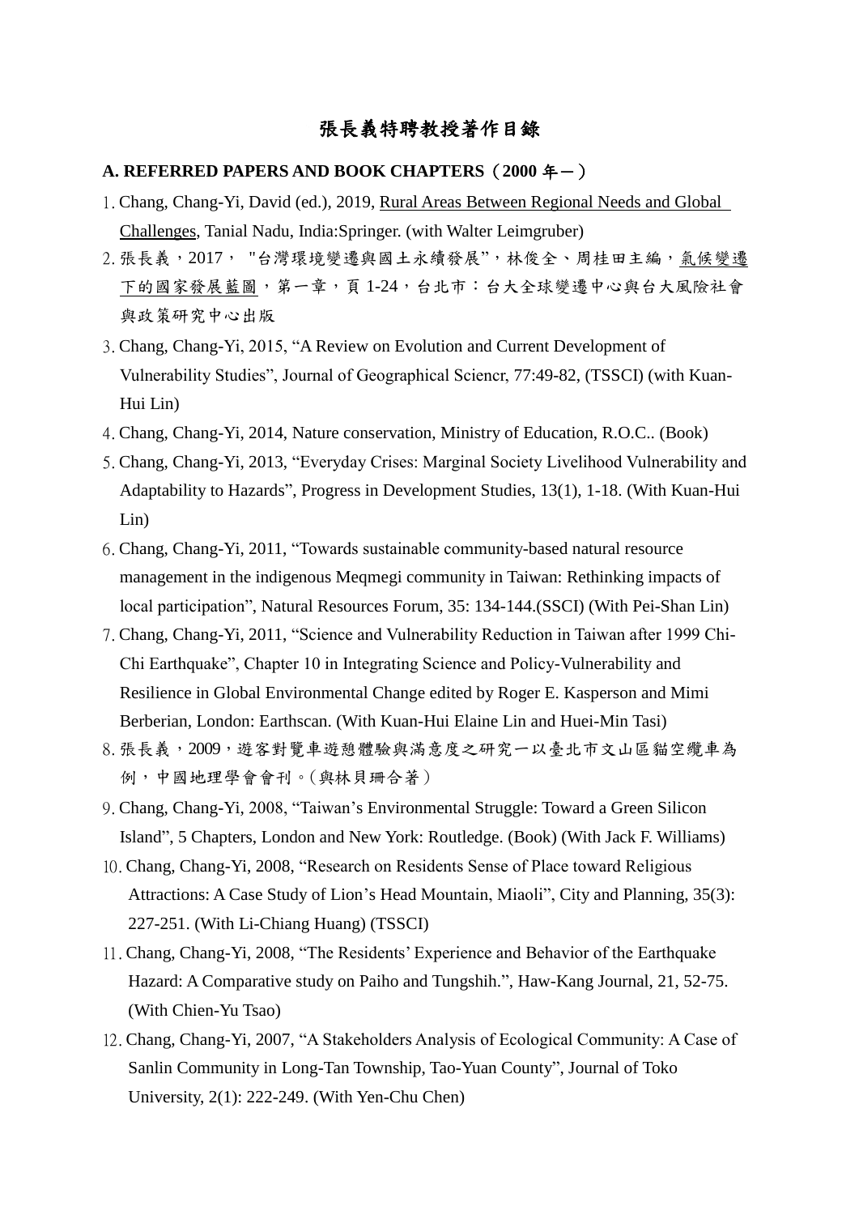# 張長義特聘教授著作目錄

## A. REFERRED PAPERS AND BOOK CHAPTERS（2000 年－）

1. Chang, Chang-Yi, David (ed.), 2019, Rural Areas Between Regional Needs and Global Challenges, Tanial Nadu, India:Springer. (with Walter Leimgruber)
2. 張長義，2017， "台灣環境變遷與國土永續發展"，林俊全、周桂田主編，氣候變遷下的國家發展藍圖，第一章，頁 1-24，台北市：台大全球變遷中心與台大風險社會與政策研究中心出版
3. Chang, Chang-Yi, 2015, "A Review on Evolution and Current Development of Vulnerability Studies", Journal of Geographical Sciencr, 77:49-82, (TSSCI) (with Kuan-Hui Lin)
4. Chang, Chang-Yi, 2014, Nature conservation, Ministry of Education, R.O.C.. (Book)
5. Chang, Chang-Yi, 2013, "Everyday Crises: Marginal Society Livelihood Vulnerability and Adaptability to Hazards", Progress in Development Studies, 13(1), 1-18. (With Kuan-Hui Lin)
6. Chang, Chang-Yi, 2011, "Towards sustainable community-based natural resource management in the indigenous Meqmegi community in Taiwan: Rethinking impacts of local participation", Natural Resources Forum, 35: 134-144.(SSCI) (With Pei-Shan Lin)
7. Chang, Chang-Yi, 2011, "Science and Vulnerability Reduction in Taiwan after 1999 Chi-Chi Earthquake", Chapter 10 in Integrating Science and Policy-Vulnerability and Resilience in Global Environmental Change edited by Roger E. Kasperson and Mimi Berberian, London: Earthscan. (With Kuan-Hui Elaine Lin and Huei-Min Tasi)
8. 張長義，2009，遊客對覽車遊憩體驗與滿意度之研究一以臺北市文山區貓空纜車為例，中國地理學會會刊。(與林貝珊合著)
9. Chang, Chang-Yi, 2008, "Taiwan's Environmental Struggle: Toward a Green Silicon Island", 5 Chapters, London and New York: Routledge. (Book) (With Jack F. Williams)
10. Chang, Chang-Yi, 2008, "Research on Residents Sense of Place toward Religious Attractions: A Case Study of Lion's Head Mountain, Miaoli", City and Planning, 35(3): 227-251. (With Li-Chiang Huang) (TSSCI)
11. Chang, Chang-Yi, 2008, "The Residents' Experience and Behavior of the Earthquake Hazard: A Comparative study on Paiho and Tungshih.", Haw-Kang Journal, 21, 52-75. (With Chien-Yu Tsao)
12. Chang, Chang-Yi, 2007, "A Stakeholders Analysis of Ecological Community: A Case of Sanlin Community in Long-Tan Township, Tao-Yuan County", Journal of Toko University, 2(1): 222-249. (With Yen-Chu Chen)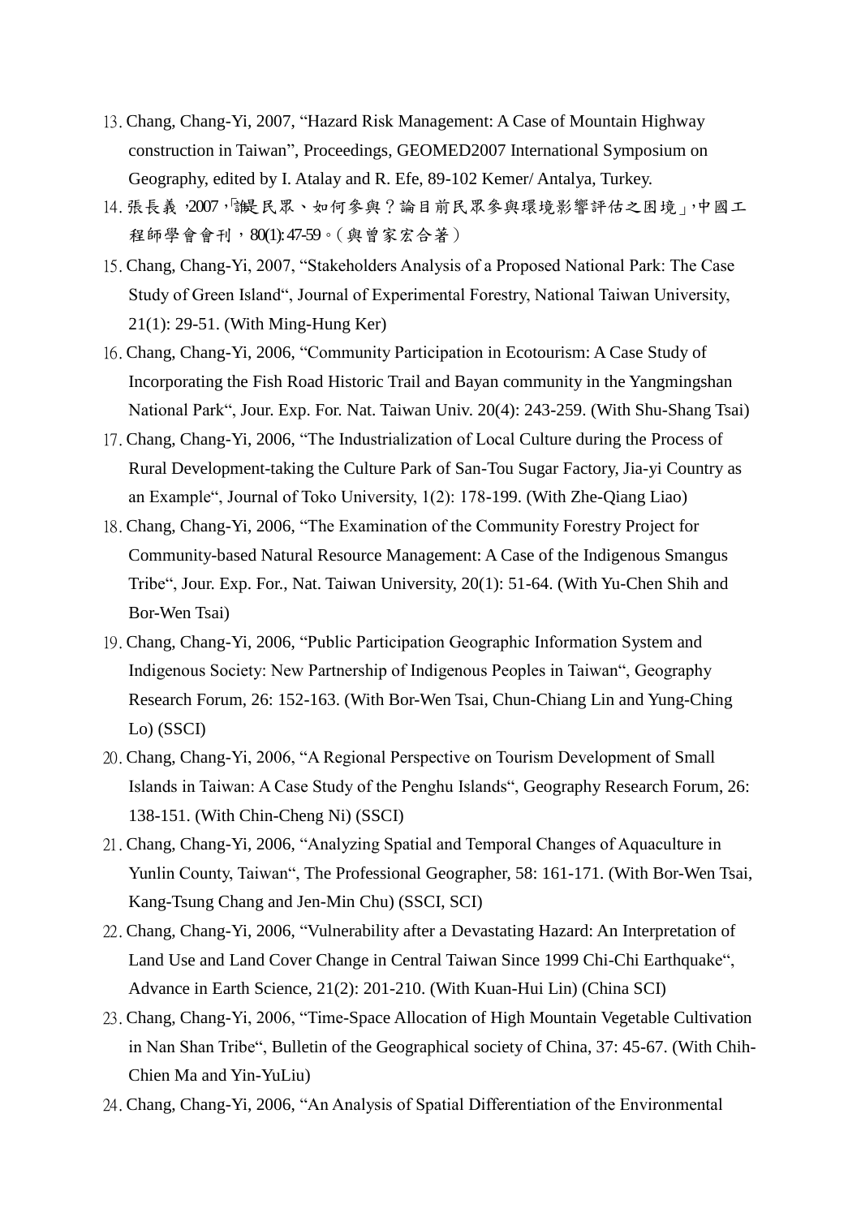13. Chang, Chang-Yi, 2007, “Hazard Risk Management: A Case of Mountain Highway construction in Taiwan”, Proceedings, GEOMED2007 International Symposium on Geography, edited by I. Atalay and R. Efe, 89-102 Kemer/ Antalya, Turkey.
14. 張長義，2007，「誰是民眾、如何參與？論目前民眾參與環境影響評估之困境」，中國工程師學會會刊，80(1): 47-59。（與曾家宏合著）
15. Chang, Chang-Yi, 2007, “Stakeholders Analysis of a Proposed National Park: The Case Study of Green Island“, Journal of Experimental Forestry, National Taiwan University, 21(1): 29-51. (With Ming-Hung Ker)
16. Chang, Chang-Yi, 2006, “Community Participation in Ecotourism: A Case Study of Incorporating the Fish Road Historic Trail and Bayan community in the Yangmingshan National Park“, Jour. Exp. For. Nat. Taiwan Univ. 20(4): 243-259. (With Shu-Shang Tsai)
17. Chang, Chang-Yi, 2006, “The Industrialization of Local Culture during the Process of Rural Development-taking the Culture Park of San-Tou Sugar Factory, Jia-yi Country as an Example“, Journal of Toko University, 1(2): 178-199. (With Zhe-Qiang Liao)
18. Chang, Chang-Yi, 2006, “The Examination of the Community Forestry Project for Community-based Natural Resource Management: A Case of the Indigenous Smangus Tribe“, Jour. Exp. For., Nat. Taiwan University, 20(1): 51-64. (With Yu-Chen Shih and Bor-Wen Tsai)
19. Chang, Chang-Yi, 2006, “Public Participation Geographic Information System and Indigenous Society: New Partnership of Indigenous Peoples in Taiwan“, Geography Research Forum, 26: 152-163. (With Bor-Wen Tsai, Chun-Chiang Lin and Yung-Ching Lo) (SSCI)
20. Chang, Chang-Yi, 2006, “A Regional Perspective on Tourism Development of Small Islands in Taiwan: A Case Study of the Penghu Islands“, Geography Research Forum, 26: 138-151. (With Chin-Cheng Ni) (SSCI)
21. Chang, Chang-Yi, 2006, “Analyzing Spatial and Temporal Changes of Aquaculture in Yunlin County, Taiwan“, The Professional Geographer, 58: 161-171. (With Bor-Wen Tsai, Kang-Tsung Chang and Jen-Min Chu) (SSCI, SCI)
22. Chang, Chang-Yi, 2006, “Vulnerability after a Devastating Hazard: An Interpretation of Land Use and Land Cover Change in Central Taiwan Since 1999 Chi-Chi Earthquake“, Advance in Earth Science, 21(2): 201-210. (With Kuan-Hui Lin) (China SCI)
23. Chang, Chang-Yi, 2006, “Time-Space Allocation of High Mountain Vegetable Cultivation in Nan Shan Tribe“, Bulletin of the Geographical society of China, 37: 45-67. (With Chih-Chien Ma and Yin-YuLiu)
24. Chang, Chang-Yi, 2006, “An Analysis of Spatial Differentiation of the Environmental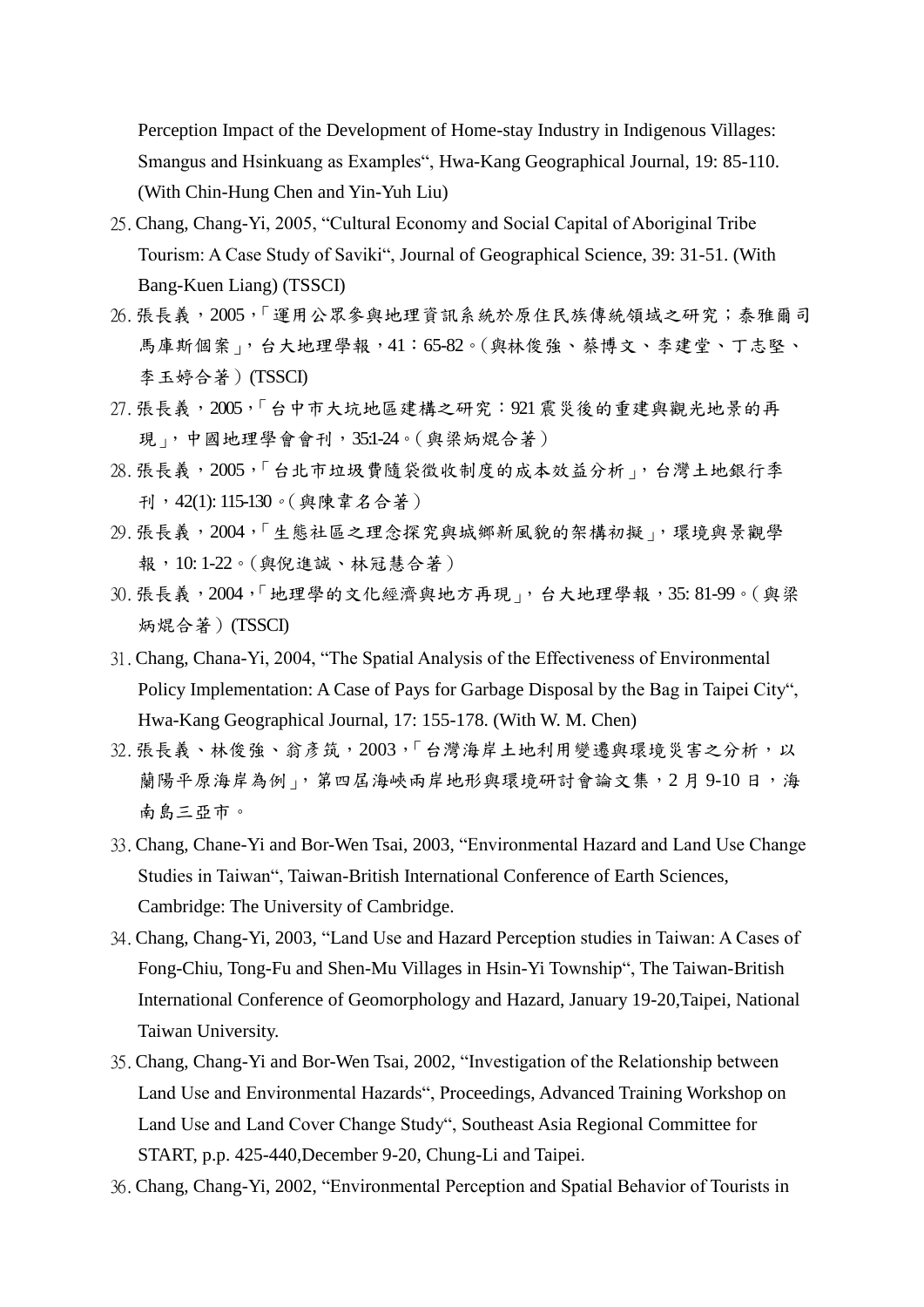Perception Impact of the Development of Home-stay Industry in Indigenous Villages: Smangus and Hsinkuang as Examples", Hwa-Kang Geographical Journal, 19: 85-110. (With Chin-Hung Chen and Yin-Yuh Liu)

25. Chang, Chang-Yi, 2005, "Cultural Economy and Social Capital of Aboriginal Tribe Tourism: A Case Study of Saviki", Journal of Geographical Science, 39: 31-51. (With Bang-Kuen Liang) (TSSCI)
26. 張長義，2005，「運用公眾參與地理資訊系統於原住民族傳統領域之研究；泰雅爾司馬庫斯個案」，台大地理學報，41：65-82。(與林俊強、蔡博文、李建堂、丁志堅、李玉婷合著) (TSSCI)
27. 張長義，2005，「台中市大坑地區建構之研究：921震災後的重建與觀光地景的再現」，中國地理學會會刊，35:1-24。(與梁炳焜合著)
28. 張長義，2005，「台北市垃圾費隨袋徵收制度的成本效益分析」，台灣土地銀行季刊，42(1): 115-130。(與陳韋名合著)
29. 張長義，2004，「生態社區之理念探究與城鄉新風貌的架構初擬」，環境與景觀學報，10: 1-22。(與倪進誠、林冠慧合著)
30. 張長義，2004，「地理學的文化經濟與地方再現」，台大地理學報，35: 81-99。(與梁炳焜合著) (TSSCI)
31. Chang, Chana-Yi, 2004, "The Spatial Analysis of the Effectiveness of Environmental Policy Implementation: A Case of Pays for Garbage Disposal by the Bag in Taipei City", Hwa-Kang Geographical Journal, 17: 155-178. (With W. M. Chen)
32. 張長義、林俊強、翁彥筑，2003，「台灣海岸土地利用變遷與環境災害之分析，以蘭陽平原海岸為例」，第四屆海峽兩岸地形與環境研討會論文集，2月9-10日，海南島三亞市。
33. Chang, Chane-Yi and Bor-Wen Tsai, 2003, "Environmental Hazard and Land Use Change Studies in Taiwan", Taiwan-British International Conference of Earth Sciences, Cambridge: The University of Cambridge.
34. Chang, Chang-Yi, 2003, "Land Use and Hazard Perception studies in Taiwan: A Cases of Fong-Chiu, Tong-Fu and Shen-Mu Villages in Hsin-Yi Township", The Taiwan-British International Conference of Geomorphology and Hazard, January 19-20,Taipei, National Taiwan University.
35. Chang, Chang-Yi and Bor-Wen Tsai, 2002, "Investigation of the Relationship between Land Use and Environmental Hazards", Proceedings, Advanced Training Workshop on Land Use and Land Cover Change Study", Southeast Asia Regional Committee for START, p.p. 425-440,December 9-20, Chung-Li and Taipei.
36. Chang, Chang-Yi, 2002, "Environmental Perception and Spatial Behavior of Tourists in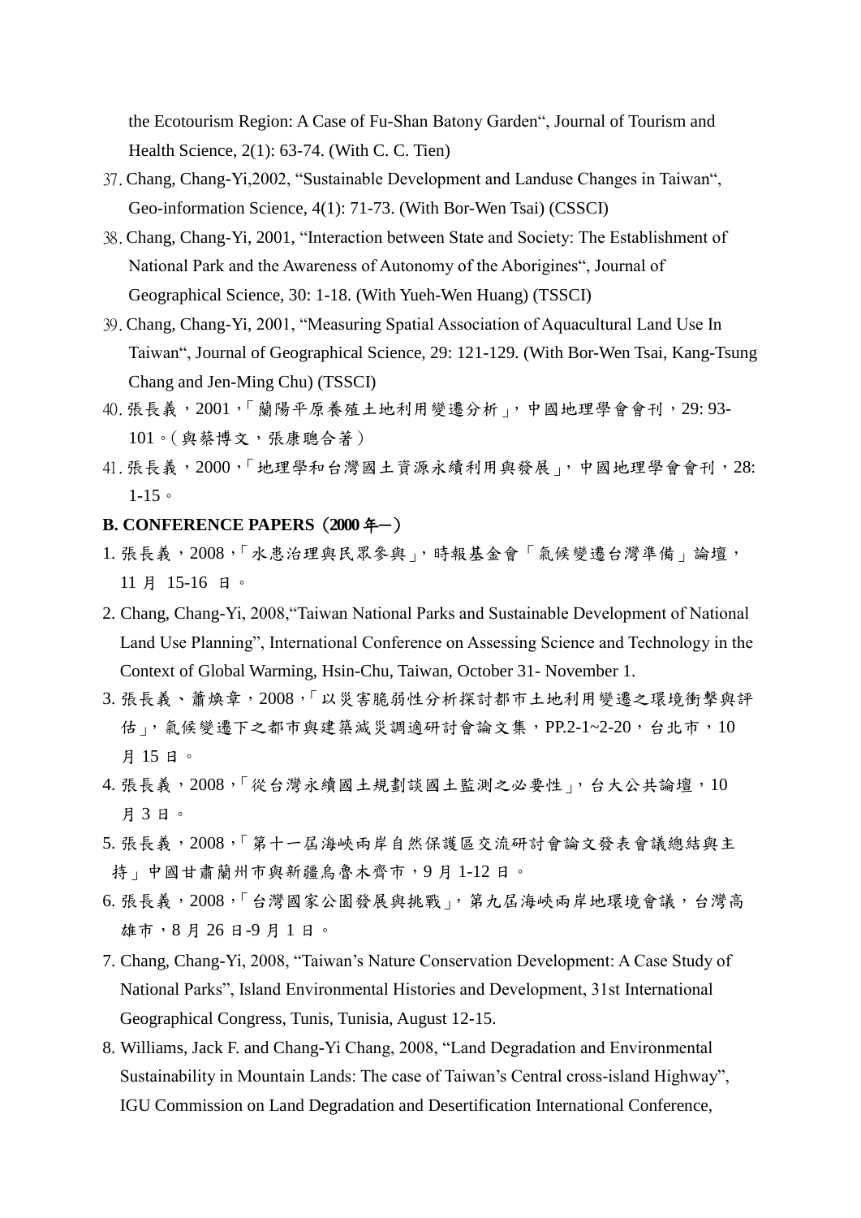the Ecotourism Region: A Case of Fu-Shan Batony Garden", Journal of Tourism and Health Science, 2(1): 63-74. (With C. C. Tien)

37. Chang, Chang-Yi,2002, "Sustainable Development and Landuse Changes in Taiwan", Geo-information Science, 4(1): 71-73. (With Bor-Wen Tsai) (CSSCI)
38. Chang, Chang-Yi, 2001, "Interaction between State and Society: The Establishment of National Park and the Awareness of Autonomy of the Aborigines", Journal of Geographical Science, 30: 1-18. (With Yueh-Wen Huang) (TSSCI)
39. Chang, Chang-Yi, 2001, "Measuring Spatial Association of Aquacultural Land Use In Taiwan", Journal of Geographical Science, 29: 121-129. (With Bor-Wen Tsai, Kang-Tsung Chang and Jen-Ming Chu) (TSSCI)
40. 張長義，2001，「蘭陽平原養殖土地利用變遷分析」，中國地理學會會刊，29: 93-101。(與蔡博文，張康聰合著)
41. 張長義，2000，「地理學和台灣國土資源永續利用與發展」，中國地理學會會刊，28: 1-15。

**B. CONFERENCE PAPERS（2000 年─）**

1. 張長義，2008，「水患治理與民眾參與」，時報基金會「氣候變遷台灣準備」論壇，11 月 15-16 日。
2. Chang, Chang-Yi, 2008,"Taiwan National Parks and Sustainable Development of National Land Use Planning", International Conference on Assessing Science and Technology in the Context of Global Warming, Hsin-Chu, Taiwan, October 31- November 1.
3. 張長義、蕭煥章，2008，「以災害脆弱性分析探討都市土地利用變遷之環境衝擊與評估」，氣候變遷下之都市與建築減災調適研討會論文集，PP.2-1~2-20，台北市，10 月 15 日。
4. 張長義，2008，「從台灣永續國土規劃談國土監測之必要性」，台大公共論壇，10 月 3 日。
5. 張長義，2008，「第十一屆海峽兩岸自然保護區交流研討會論文發表會議總結與主持」中國甘肅蘭州市與新疆烏魯木齊市，9 月 1-12 日。
6. 張長義，2008，「台灣國家公園發展與挑戰」，第九屆海峽兩岸地環境會議，台灣高雄市，8 月 26 日-9 月 1 日。
7. Chang, Chang-Yi, 2008, "Taiwan's Nature Conservation Development: A Case Study of National Parks", Island Environmental Histories and Development, 31st International Geographical Congress, Tunis, Tunisia, August 12-15.
8. Williams, Jack F. and Chang-Yi Chang, 2008, "Land Degradation and Environmental Sustainability in Mountain Lands: The case of Taiwan's Central cross-island Highway", IGU Commission on Land Degradation and Desertification International Conference,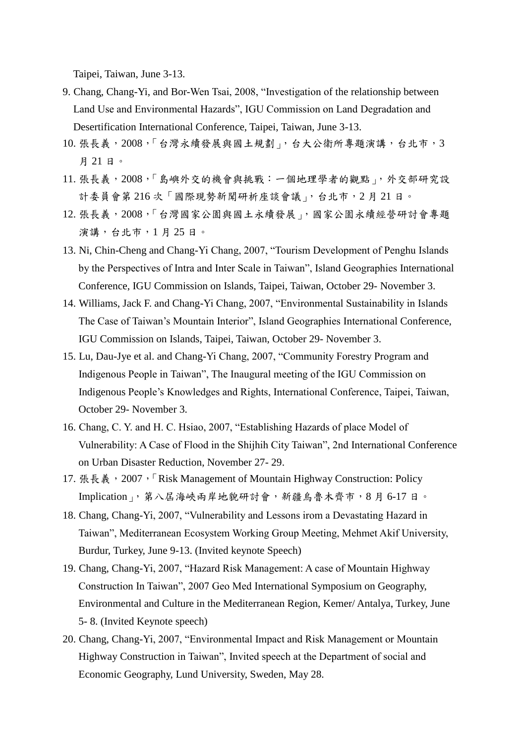Taipei, Taiwan, June 3-13.

9. Chang, Chang-Yi, and Bor-Wen Tsai, 2008, "Investigation of the relationship between Land Use and Environmental Hazards", IGU Commission on Land Degradation and Desertification International Conference, Taipei, Taiwan, June 3-13.
10. 張長義，2008，「台灣永續發展與國土規劃」，台大公衛所專題演講，台北市，3月 21 日。
11. 張長義，2008，「島嶼外交的機會與挑戰：一個地理學者的觀點」，外交部研究設計委員會第 216 次「國際現勢新聞研析座談會議」，台北市，2 月 21 日。
12. 張長義，2008，「台灣國家公園與國土永續發展」，國家公園永續經營研討會專題演講，台北市，1 月 25 日。
13. Ni, Chin-Cheng and Chang-Yi Chang, 2007, "Tourism Development of Penghu Islands by the Perspectives of Intra and Inter Scale in Taiwan", Island Geographies International Conference, IGU Commission on Islands, Taipei, Taiwan, October 29- November 3.
14. Williams, Jack F. and Chang-Yi Chang, 2007, "Environmental Sustainability in Islands The Case of Taiwan's Mountain Interior", Island Geographies International Conference, IGU Commission on Islands, Taipei, Taiwan, October 29- November 3.
15. Lu, Dau-Jye et al. and Chang-Yi Chang, 2007, "Community Forestry Program and Indigenous People in Taiwan", The Inaugural meeting of the IGU Commission on Indigenous People's Knowledges and Rights, International Conference, Taipei, Taiwan, October 29- November 3.
16. Chang, C. Y. and H. C. Hsiao, 2007, "Establishing Hazards of place Model of Vulnerability: A Case of Flood in the Shijhih City Taiwan", 2nd International Conference on Urban Disaster Reduction, November 27- 29.
17. 張長義，2007，「Risk Management of Mountain Highway Construction: Policy Implication」，第八屆海峽兩岸地貌研討會，新疆烏魯木齊市，8 月 6-17 日。
18. Chang, Chang-Yi, 2007, "Vulnerability and Lessons irom a Devastating Hazard in Taiwan", Mediterranean Ecosystem Working Group Meeting, Mehmet Akif University, Burdur, Turkey, June 9-13. (Invited keynote Speech)
19. Chang, Chang-Yi, 2007, "Hazard Risk Management: A case of Mountain Highway Construction In Taiwan", 2007 Geo Med International Symposium on Geography, Environmental and Culture in the Mediterranean Region, Kemer/ Antalya, Turkey, June 5- 8. (Invited Keynote speech)
20. Chang, Chang-Yi, 2007, "Environmental Impact and Risk Management or Mountain Highway Construction in Taiwan", Invited speech at the Department of social and Economic Geography, Lund University, Sweden, May 28.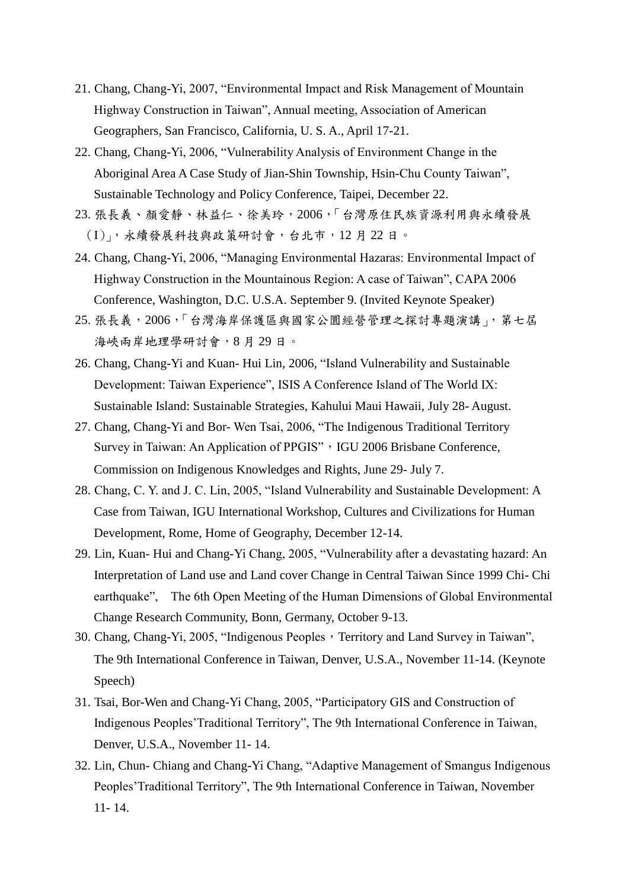21. Chang, Chang-Yi, 2007, “Environmental Impact and Risk Management of Mountain Highway Construction in Taiwan”, Annual meeting, Association of American Geographers, San Francisco, California, U. S. A., April 17-21.
22. Chang, Chang-Yi, 2006, “Vulnerability Analysis of Environment Change in the Aboriginal Area A Case Study of Jian-Shin Township, Hsin-Chu County Taiwan”, Sustainable Technology and Policy Conference, Taipei, December 22.
23. 張長義、顏愛靜、林益仁、徐美玲，2006，「台灣原住民族資源利用與永續發展（I）」，永續發展科技與政策研討會，台北市，12 月 22 日。
24. Chang, Chang-Yi, 2006, “Managing Environmental Hazaras: Environmental Impact of Highway Construction in the Mountainous Region: A case of Taiwan”, CAPA 2006 Conference, Washington, D.C. U.S.A. September 9. (Invited Keynote Speaker)
25. 張長義，2006，「台灣海岸保護區與國家公園經營管理之探討專題演講」，第七屆海峽兩岸地理學研討會，8 月 29 日。
26. Chang, Chang-Yi and Kuan- Hui Lin, 2006, “Island Vulnerability and Sustainable Development: Taiwan Experience”, ISIS A Conference Island of The World IX: Sustainable Island: Sustainable Strategies, Kahului Maui Hawaii, July 28- August.
27. Chang, Chang-Yi and Bor- Wen Tsai, 2006, “The Indigenous Traditional Territory Survey in Taiwan: An Application of PPGIS”，IGU 2006 Brisbane Conference, Commission on Indigenous Knowledges and Rights, June 29- July 7.
28. Chang, C. Y. and J. C. Lin, 2005, “Island Vulnerability and Sustainable Development: A Case from Taiwan, IGU International Workshop, Cultures and Civilizations for Human Development, Rome, Home of Geography, December 12-14.
29. Lin, Kuan- Hui and Chang-Yi Chang, 2005, “Vulnerability after a devastating hazard: An Interpretation of Land use and Land cover Change in Central Taiwan Since 1999 Chi- Chi earthquake”, The 6th Open Meeting of the Human Dimensions of Global Environmental Change Research Community, Bonn, Germany, October 9-13.
30. Chang, Chang-Yi, 2005, “Indigenous Peoples，Territory and Land Survey in Taiwan”, The 9th International Conference in Taiwan, Denver, U.S.A., November 11-14. (Keynote Speech)
31. Tsai, Bor-Wen and Chang-Yi Chang, 2005, “Participatory GIS and Construction of Indigenous Peoples’Traditional Territory”, The 9th International Conference in Taiwan, Denver, U.S.A., November 11- 14.
32. Lin, Chun- Chiang and Chang-Yi Chang, “Adaptive Management of Smangus Indigenous Peoples’Traditional Territory”, The 9th International Conference in Taiwan, November 11- 14.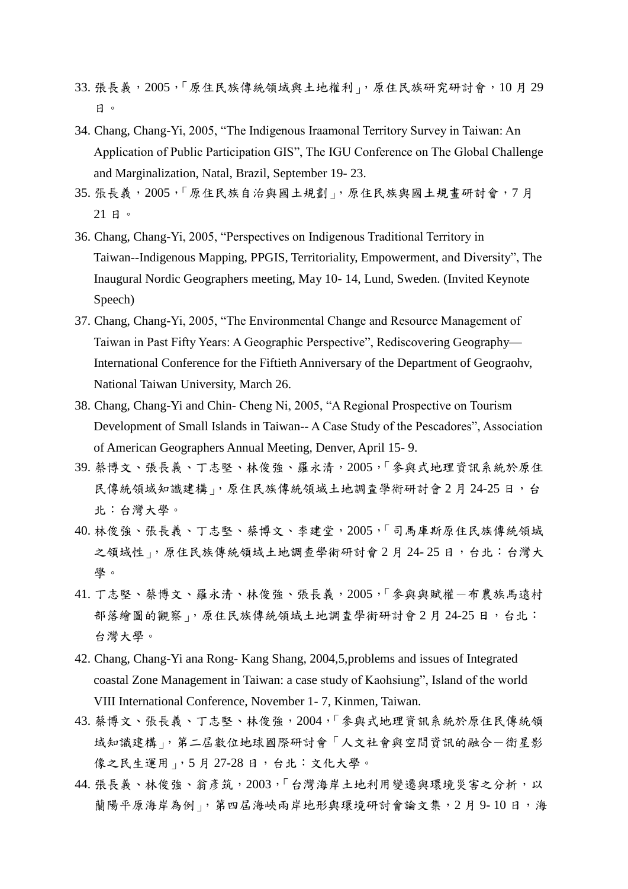33. 張長義，2005，「原住民族傳統領域與土地權利」，原住民族研究研討會，10 月 29 日。
34. Chang, Chang-Yi, 2005, “The Indigenous Iraamonal Territory Survey in Taiwan: An Application of Public Participation GIS”, The IGU Conference on The Global Challenge and Marginalization, Natal, Brazil, September 19- 23.
35. 張長義，2005，「原住民族自治與國土規劃」，原住民族與國土規畫研討會，7 月 21 日。
36. Chang, Chang-Yi, 2005, “Perspectives on Indigenous Traditional Territory in Taiwan--Indigenous Mapping, PPGIS, Territoriality, Empowerment, and Diversity”, The Inaugural Nordic Geographers meeting, May 10- 14, Lund, Sweden. (Invited Keynote Speech)
37. Chang, Chang-Yi, 2005, “The Environmental Change and Resource Management of Taiwan in Past Fifty Years: A Geographic Perspective”, Rediscovering Geography—International Conference for the Fiftieth Anniversary of the Department of Geograohv, National Taiwan University, March 26.
38. Chang, Chang-Yi and Chin- Cheng Ni, 2005, “A Regional Prospective on Tourism Development of Small Islands in Taiwan-- A Case Study of the Pescadores”, Association of American Geographers Annual Meeting, Denver, April 15- 9.
39. 蔡博文、張長義、丁志堅、林俊強、羅永清，2005，「參與式地理資訊系統於原住民傳統領域知識建構」，原住民族傳統領域土地調查學術研討會 2 月 24-25 日，台北：台灣大學。
40. 林俊強、張長義、丁志堅、蔡博文、李建堂，2005，「司馬庫斯原住民族傳統領域之領域性」，原住民族傳統領域土地調查學術研討會 2 月 24- 25 日，台北：台灣大學。
41. 丁志堅、蔡博文、羅永清、林俊強、張長義，2005，「參與與賦權－布農族馬遠村部落繪圖的觀察」，原住民族傳統領域土地調查學術研討會 2 月 24-25 日，台北：台灣大學。
42. Chang, Chang-Yi ana Rong- Kang Shang, 2004,5,problems and issues of Integrated coastal Zone Management in Taiwan: a case study of Kaohsiung”, Island of the world VIII International Conference, November 1- 7, Kinmen, Taiwan.
43. 蔡博文、張長義、丁志堅、林俊強，2004，「參與式地理資訊系統於原住民傳統領域知識建構」，第二屆數位地球國際研討會「人文社會與空間資訊的融合－衛星影像之民生運用」，5 月 27-28 日，台北：文化大學。
44. 張長義、林俊強、翁彥筑，2003，「台灣海岸土地利用變遷與環境災害之分析，以蘭陽平原海岸為例」，第四屆海峽兩岸地形與環境研討會論文集，2 月 9- 10 日，海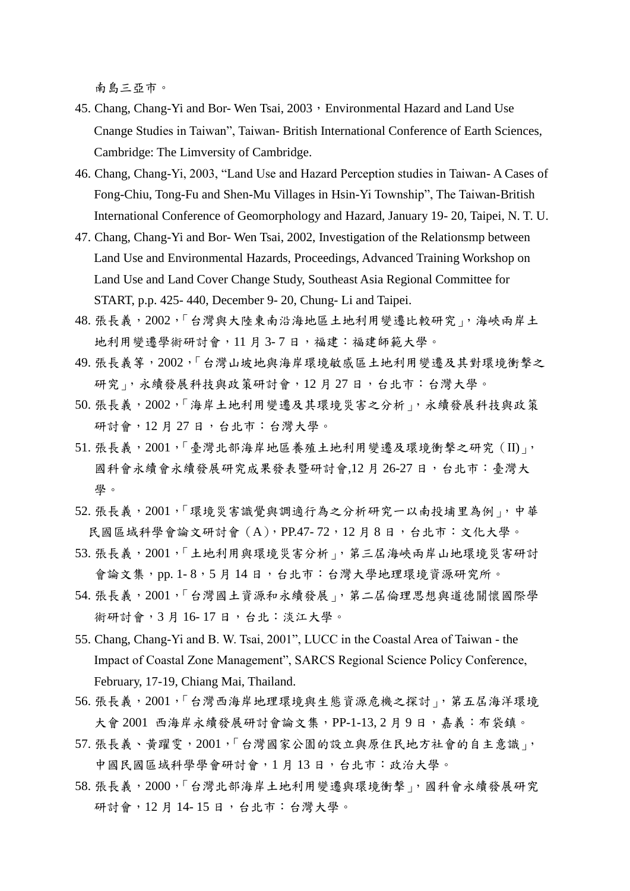南島三亞市。

45. Chang, Chang-Yi and Bor- Wen Tsai, 2003，Environmental Hazard and Land Use Cnange Studies in Taiwan", Taiwan- British International Conference of Earth Sciences, Cambridge: The Limversity of Cambridge.
46. Chang, Chang-Yi, 2003, “Land Use and Hazard Perception studies in Taiwan- A Cases of Fong-Chiu, Tong-Fu and Shen-Mu Villages in Hsin-Yi Township”, The Taiwan-British International Conference of Geomorphology and Hazard, January 19- 20, Taipei, N. T. U.
47. Chang, Chang-Yi and Bor- Wen Tsai, 2002, Investigation of the Relationsmp between Land Use and Environmental Hazards, Proceedings, Advanced Training Workshop on Land Use and Land Cover Change Study, Southeast Asia Regional Committee for START, p.p. 425- 440, December 9- 20, Chung- Li and Taipei.
48. 張長義，2002，「台灣與大陸東南沿海地區土地利用變遷比較研究」，海峽兩岸土地利用變遷學術研討會，11 月 3- 7 日，福建：福建師範大學。
49. 張長義等，2002，「台灣山坡地與海岸環境敏感區土地利用變遷及其對環境衝擊之研究」，永續發展科技與政策研討會，12 月 27 日，台北市：台灣大學。
50. 張長義，2002，「海岸土地利用變遷及其環境災害之分析」，永續發展科技與政策研討會，12 月 27 日，台北市：台灣大學。
51. 張長義，2001，「臺灣北部海岸地區養殖土地利用變遷及環境衝擊之研究（II)」，國科會永續會永續發展研究成果發表暨研討會,12 月 26-27 日，台北市：臺灣大學。
52. 張長義，2001，「環境災害識覺與調適行為之分析研究ㄧ以南投埔里為例」，中華民國區域科學會論文研討會（A)，PP.47- 72，12 月 8 日，台北市：文化大學。
53. 張長義，2001，「土地利用與環境災害分析」，第三屆海峽兩岸山地環境災害研討會論文集，pp. 1- 8，5 月 14 日，台北市：台灣大學地理環境資源研究所。
54. 張長義，2001，「台灣國土資源和永續發展」，第二屆倫理思想與道德關懷國際學術研討會，3 月 16- 17 日，台北：淡江大學。
55. Chang, Chang-Yi and B. W. Tsai, 2001”, LUCC in the Coastal Area of Taiwan - the Impact of Coastal Zone Management”, SARCS Regional Science Policy Conference, February, 17-19, Chiang Mai, Thailand.
56. 張長義，2001，「台灣西海岸地理環境與生態資源危機之探討」，第五屆海洋環境大會 2001 西海岸永續發展研討會論文集，PP-1-13, 2 月 9 日，嘉義：布袋鎮。
57. 張長義、黃躍雯，2001，「台灣國家公園的設立與原住民地方社會的自主意識」，中國民國區域科學學會研討會，1 月 13 日，台北市：政治大學。
58. 張長義，2000，「台灣北部海岸土地利用變遷與環境衝擊」，國科會永續發展研究研討會，12 月 14- 15 日，台北市：台灣大學。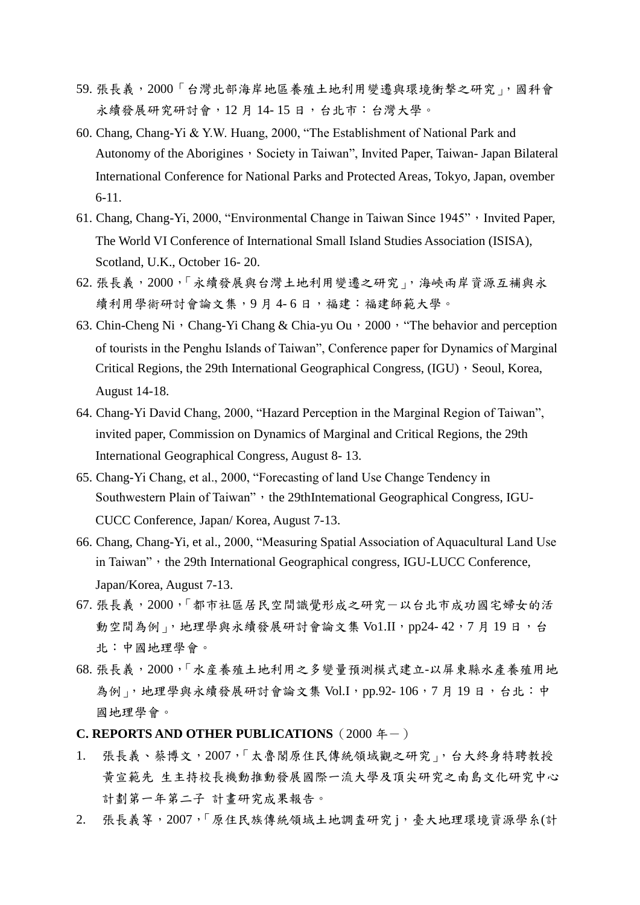59. 張長義，2000「台灣北部海岸地區養殖土地利用變遷與環境衝擊之研究」，國科會永續發展研究研討會，12 月 14- 15 日，台北市：台灣大學。
60. Chang, Chang-Yi & Y.W. Huang, 2000, "The Establishment of National Park and Autonomy of the Aborigines，Society in Taiwan", Invited Paper, Taiwan- Japan Bilateral International Conference for National Parks and Protected Areas, Tokyo, Japan, ovember 6-11.
61. Chang, Chang-Yi, 2000, "Environmental Change in Taiwan Since 1945"，Invited Paper, The World VI Conference of International Small Island Studies Association (ISISA), Scotland, U.K., October 16- 20.
62. 張長義，2000，「永續發展與台灣土地利用變遷之研究」，海峽兩岸資源互補與永續利用學術研討會論文集，9 月 4- 6 日，福建：福建師範大學。
63. Chin-Cheng Ni，Chang-Yi Chang & Chia-yu Ou，2000，"The behavior and perception of tourists in the Penghu Islands of Taiwan", Conference paper for Dynamics of Marginal Critical Regions, the 29th International Geographical Congress, (IGU)，Seoul, Korea, August 14-18.
64. Chang-Yi David Chang, 2000, "Hazard Perception in the Marginal Region of Taiwan", invited paper, Commission on Dynamics of Marginal and Critical Regions, the 29th International Geographical Congress, August 8- 13.
65. Chang-Yi Chang, et al., 2000, "Forecasting of land Use Change Tendency in Southwestern Plain of Taiwan"，the 29thIntemational Geographical Congress, IGU-CUCC Conference, Japan/ Korea, August 7-13.
66. Chang, Chang-Yi, et al., 2000, "Measuring Spatial Association of Aquacultural Land Use in Taiwan"，the 29th International Geographical congress, IGU-LUCC Conference, Japan/Korea, August 7-13.
67. 張長義，2000，「都市社區居民空間識覺形成之研究－以台北市成功國宅婦女的活動空間為例」，地理學與永續發展研討會論文集 Vo1.II，pp24- 42，7 月 19 日，台北：中國地理學會。
68. 張長義，2000，「水產養殖土地利用之多變量預測模式建立-以屏東縣水產養殖用地為例」，地理學與永續發展研討會論文集 Vol.I，pp.92- 106，7 月 19 日，台北：中國地理學會。

**C. REPORTS AND OTHER PUBLICATIONS**（2000 年－）

1. 張長義、蔡博文，2007，「太魯閣原住民傳統領域觀之研究」，台大終身特聘教授黃宣範先 生主持校長機動推動發展國際一流大學及頂尖研究之南島文化研究中心計劃第一年第二子 計畫研究成果報告。
2. 張長義等，2007，「原住民族傳統領域土地調查研究 j，臺大地理環境資源學系(計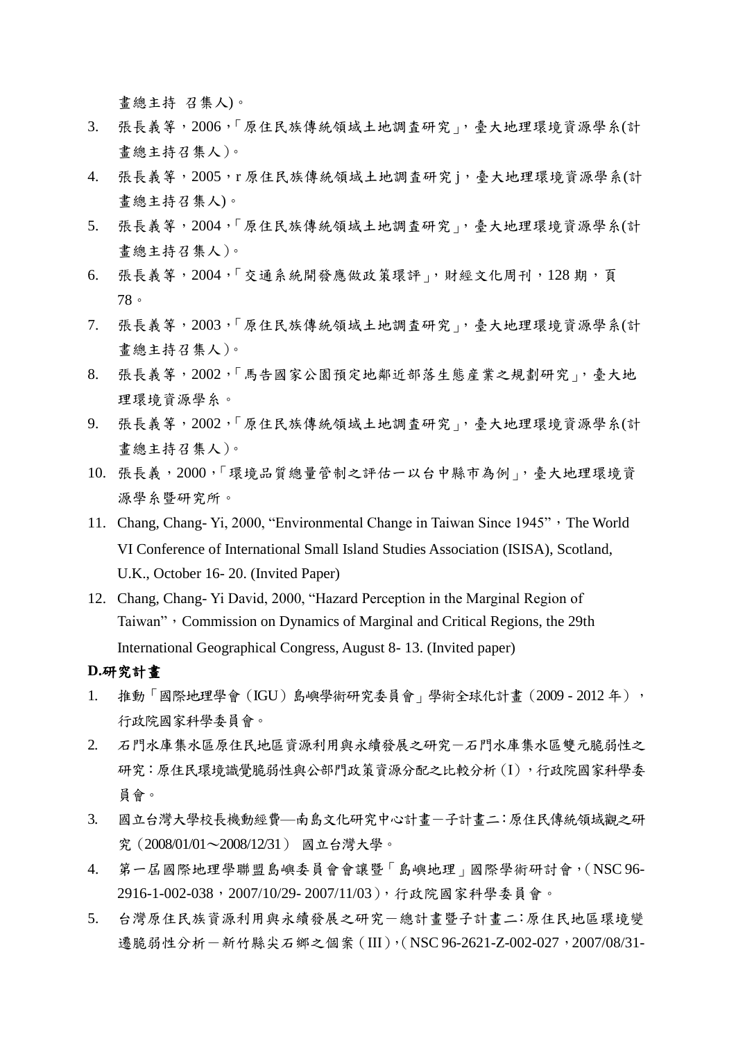畫總主持 召集人)。

3. 張長義等，2006，「原住民族傳統領域土地調查研究」，臺大地理環境資源學系(計畫總主持召集人)。
4. 張長義等，2005，r 原住民族傳統領域土地調查研究 j，臺大地理環境資源學系(計畫總主持召集人)。
5. 張長義等，2004，「原住民族傳統領域土地調查研究」，臺大地理環境資源學系(計畫總主持召集人)。
6. 張長義等，2004，「交通系統開發應做政策環評」，財經文化周刊，128 期，頁 78。
7. 張長義等，2003，「原住民族傳統領域土地調查研究」，臺大地理環境資源學系(計畫總主持召集人)。
8. 張長義等，2002，「馬告國家公園預定地鄰近部落生態產業之規劃研究」，臺大地理環境資源學系。
9. 張長義等，2002，「原住民族傳統領域土地調查研究」，臺大地理環境資源學系(計畫總主持召集人)。
10. 張長義，2000，「環境品質總量管制之評估一以台中縣市為例」，臺大地理環境資源學系暨研究所。
11. Chang, Chang- Yi, 2000, "Environmental Change in Taiwan Since 1945"，The World VI Conference of International Small Island Studies Association (ISISA), Scotland, U.K., October 16- 20. (Invited Paper)
12. Chang, Chang- Yi David, 2000, "Hazard Perception in the Marginal Region of Taiwan"，Commission on Dynamics of Marginal and Critical Regions, the 29th International Geographical Congress, August 8- 13. (Invited paper)

**D.研究計畫**

1. 推動「國際地理學會（IGU）島嶼學術研究委員會」學術全球化計畫（2009 - 2012 年），行政院國家科學委員會。
2. 石門水庫集水區原住民地區資源利用與永續發展之研究－石門水庫集水區雙元脆弱性之研究：原住民環境識覺脆弱性與公部門政策資源分配之比較分析（I），行政院國家科學委員會。
3. 國立台灣大學校長機動經費—南島文化研究中心計畫－子計畫二：原住民傳統領域觀之研究（2008/01/01～2008/12/31） 國立台灣大學。
4. 第一屆國際地理學聯盟島嶼委員會會議暨「島嶼地理」國際學術研討會，( NSC 96-2916-1-002-038，2007/10/29- 2007/11/03)，行政院國家科學委員會。
5. 台灣原住民族資源利用與永續發展之研究－總計畫暨子計畫二：原住民地區環境變遷脆弱性分析－新竹縣尖石鄉之個案 ( III )，( NSC 96-2621-Z-002-027，2007/08/31-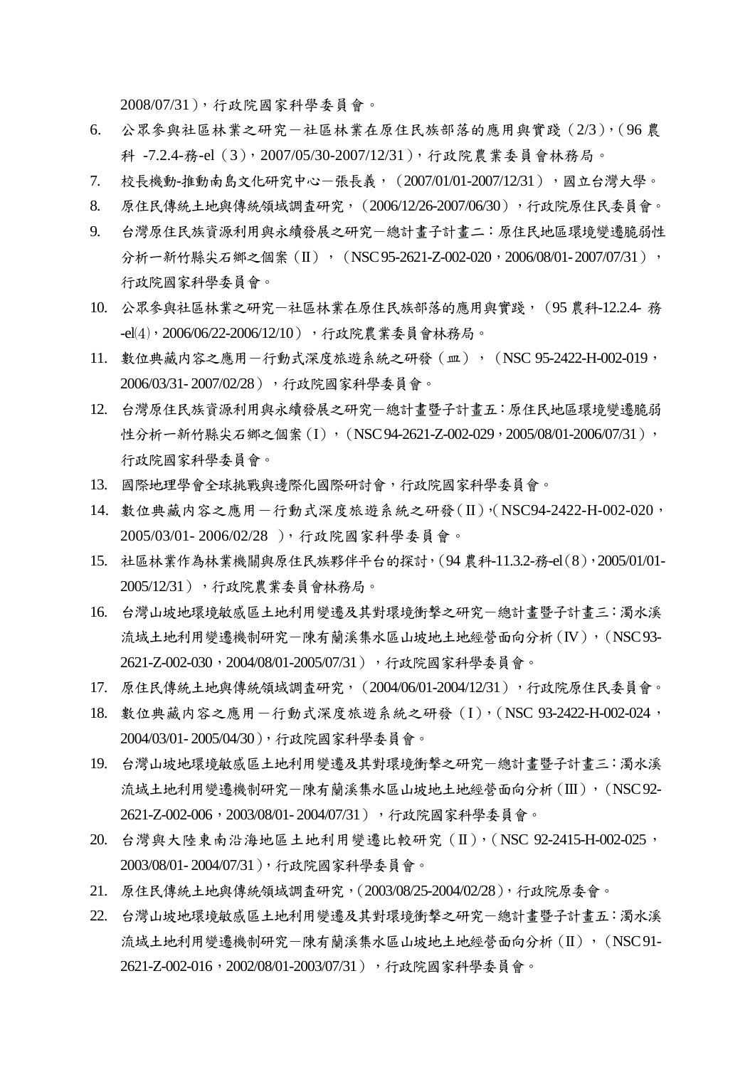2008/07/31），行政院國家科學委員會。

6. 公眾參與社區林業之研究－社區林業在原住民族部落的應用與實踐（2/3），（96 農科 -7.2.4-務-el（3），2007/05/30-2007/12/31），行政院農業委員會林務局。
7. 校長機動-推動南島文化研究中心－張長義，（2007/01/01-2007/12/31），國立台灣大學。
8. 原住民傳統土地與傳統領域調查研究，（2006/12/26-2007/06/30），行政院原住民委員會。
9. 台灣原住民族資源利用與永續發展之研究－總計畫子計畫二：原住民地區環境變遷脆弱性分析－新竹縣尖石鄉之個案（II），（NSC 95-2621-Z-002-020，2006/08/01- 2007/07/31），行政院國家科學委員會。
10. 公眾參與社區林業之研究－社區林業在原住民族部落的應用與實踐，（95 農科-12.2.4- 務-el(4)，2006/06/22-2006/12/10），行政院農業委員會林務局。
11. 數位典藏內容之應用－行動式深度旅遊系統之研發（皿），（NSC 95-2422-H-002-019，2006/03/31- 2007/02/28），行政院國家科學委員會。
12. 台灣原住民族資源利用與永續發展之研究－總計畫暨子計畫五：原住民地區環境變遷脆弱性分析－新竹縣尖石鄉之個案（I），（NSC 94-2621-Z-002-029，2005/08/01-2006/07/31），行政院國家科學委員會。
13. 國際地理學會全球挑戰與邊際化國際研討會，行政院國家科學委員會。
14. 數位典藏內容之應用－行動式深度旅遊系統之研發（II），（NSC94-2422-H-002-020，2005/03/01- 2006/02/28 ），行政院國家科學委員會。
15. 社區林業作為林業機關與原住民族夥伴平台的探討，（94 農科-11.3.2-務-el（8），2005/01/01-2005/12/31），行政院農業委員會林務局。
16. 台灣山坡地環境敏感區土地利用變遷及其對環境衝擊之研究－總計畫暨子計畫三：濁水溪流域土地利用變遷機制研究－陳有蘭溪集水區山坡地土地經營面向分析（IV），（NSC 93-2621-Z-002-030，2004/08/01-2005/07/31），行政院國家科學委員會。
17. 原住民傳統土地與傳統領域調查研究，（2004/06/01-2004/12/31），行政院原住民委員會。
18. 數位典藏內容之應用－行動式深度旅遊系統之研發（I），（NSC 93-2422-H-002-024，2004/03/01- 2005/04/30），行政院國家科學委員會。
19. 台灣山坡地環境敏感區土地利用變遷及其對環境衝擊之研究－總計畫暨子計畫三：濁水溪流域土地利用變遷機制研究－陳有蘭溪集水區山坡地土地經營面向分析（III），（NSC 92-2621-Z-002-006，2003/08/01- 2004/07/31），行政院國家科學委員會。
20. 台灣與大陸東南沿海地區土地利用變遷比較研究（II），（NSC 92-2415-H-002-025，2003/08/01- 2004/07/31），行政院國家科學委員會。
21. 原住民傳統土地與傳統領域調查研究，（2003/08/25-2004/02/28），行政院原委會。
22. 台灣山坡地環境敏感區土地利用變遷及其對環境衝擊之研究－總計畫暨子計畫五：濁水溪流域土地利用變遷機制研究－陳有蘭溪集水區山坡地土地經營面向分析（II），（NSC 91-2621-Z-002-016，2002/08/01-2003/07/31），行政院國家科學委員會。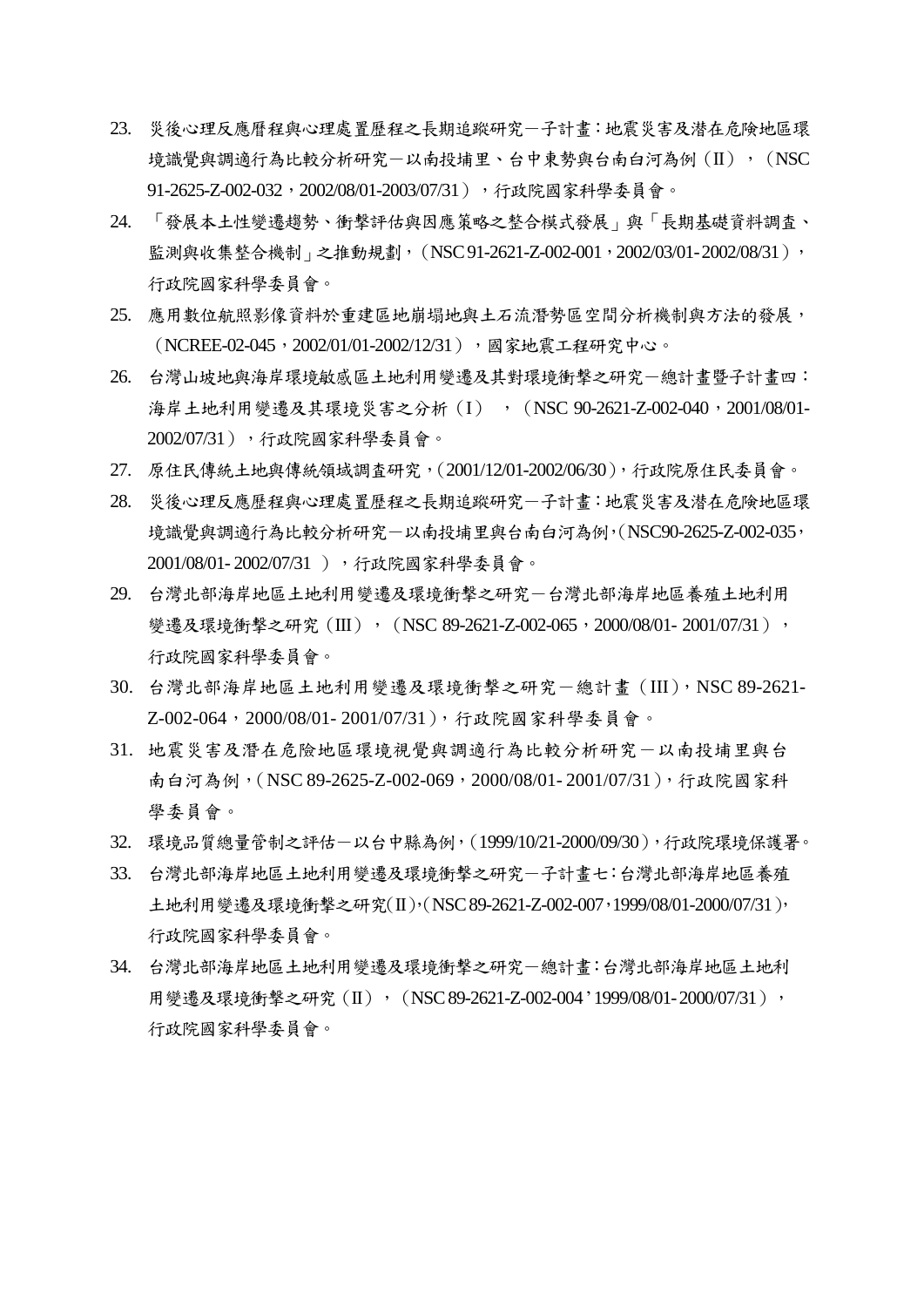23. 災後心理反應曆程與心理處置歷程之長期追蹤研究－子計畫：地震災害及潛在危險地區環境識覺與調適行為比較分析研究－以南投埔里、台中東勢與台南白河為例（II），（NSC 91-2625-Z-002-032，2002/08/01-2003/07/31），行政院國家科學委員會。
24. 「發展本土性變遷趨勢、衝擊評估與因應策略之整合模式發展」與「長期基礎資料調查、監測與收集整合機制」之推動規劃，（NSC 91-2621-Z-002-001，2002/03/01-2002/08/31），行政院國家科學委員會。
25. 應用數位航照影像資料於重建區地崩塌地與土石流潛勢區空間分析機制與方法的發展，（NCREE-02-045，2002/01/01-2002/12/31），國家地震工程研究中心。
26. 台灣山坡地與海岸環境敏感區土地利用變遷及其對環境衝擊之研究－總計畫暨子計畫四：海岸土地利用變遷及其環境災害之分析（I），（NSC 90-2621-Z-002-040，2001/08/01-2002/07/31），行政院國家科學委員會。
27. 原住民傳統土地與傳統領域調查研究，（2001/12/01-2002/06/30），行政院原住民委員會。
28. 災後心理反應歷程與心理處置歷程之長期追蹤研究－子計畫：地震災害及潛在危險地區環境識覺與調適行為比較分析研究－以南投埔里與台南白河為例，（NSC90-2625-Z-002-035，2001/08/01- 2002/07/31 ），行政院國家科學委員會。
29. 台灣北部海岸地區土地利用變遷及環境衝擊之研究－台灣北部海岸地區養殖土地利用變遷及環境衝擊之研究（III），（NSC 89-2621-Z-002-065，2000/08/01- 2001/07/31），行政院國家科學委員會。
30. 台灣北部海岸地區土地利用變遷及環境衝擊之研究－總計畫（III），NSC 89-2621-Z-002-064，2000/08/01- 2001/07/31），行政院國家科學委員會。
31. 地震災害及潛在危險地區環境視覺與調適行為比較分析研究－以南投埔里與台南白河為例，（NSC 89-2625-Z-002-069，2000/08/01- 2001/07/31），行政院國家科學委員會。
32. 環境品質總量管制之評估－以台中縣為例，（1999/10/21-2000/09/30），行政院環境保護署。
33. 台灣北部海岸地區土地利用變遷及環境衝擊之研究－子計畫七：台灣北部海岸地區養殖土地利用變遷及環境衝擊之研究(II)，（NSC 89-2621-Z-002-007，1999/08/01-2000/07/31），行政院國家科學委員會。
34. 台灣北部海岸地區土地利用變遷及環境衝擊之研究－總計畫：台灣北部海岸地區土地利用變遷及環境衝擊之研究（II），（NSC 89-2621-Z-002-004’1999/08/01- 2000/07/31），行政院國家科學委員會。